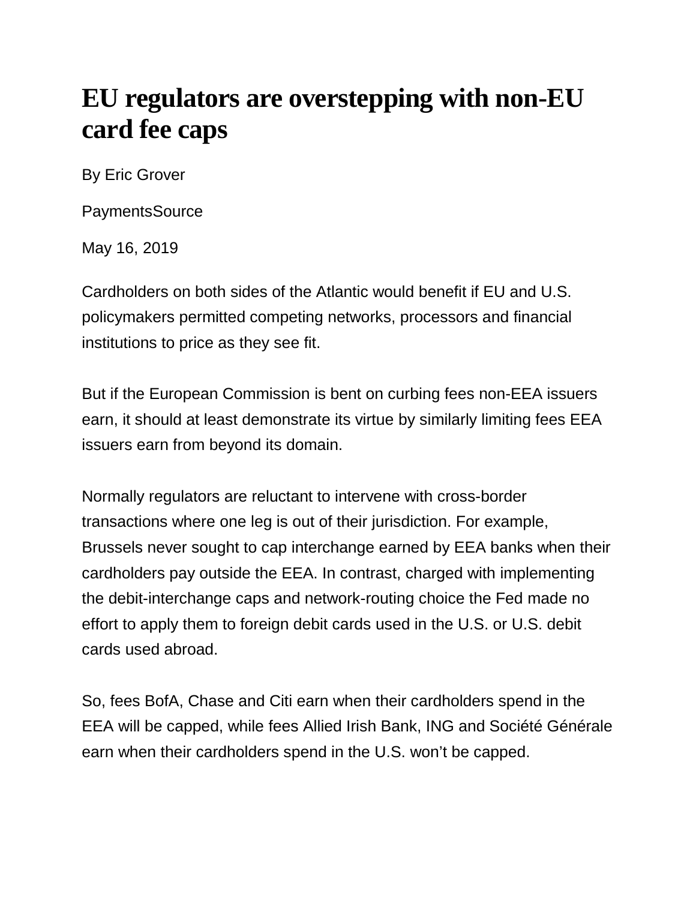# EU regulators are overstepping with non-EU card fee caps

By Eric Grover

PaymentsSource

May 16, 2019

Cardholders on both sides of the Atlantic would benefit if EU and U.S. policymakers permitted competing networks, processors and financial institutions to price as they see fit.

But if the European Commission is bent on curbing fees non-EEA issuers earn, it should at least demonstrate its virtue by similarly limiting fees EEA issuers earn from beyond its domain.

Normally regulators are reluctant to intervene with cross-border transactions where one leg is out of their jurisdiction. For example, Brussels never sought to cap interchange earned by EEA banks when their cardholders pay outside the EEA. In contrast, charged with implementing the debit-interchange caps and network-routing choice the Fed made no effort to apply them to foreign debit cards used in the U.S. or U.S. debit cards used abroad.

So, fees BofA, Chase and Citi earn when their cardholders spend in the EEA will be capped, while fees Allied Irish Bank, ING and Société Générale earn when their cardholders spend in the U.S. won't be capped.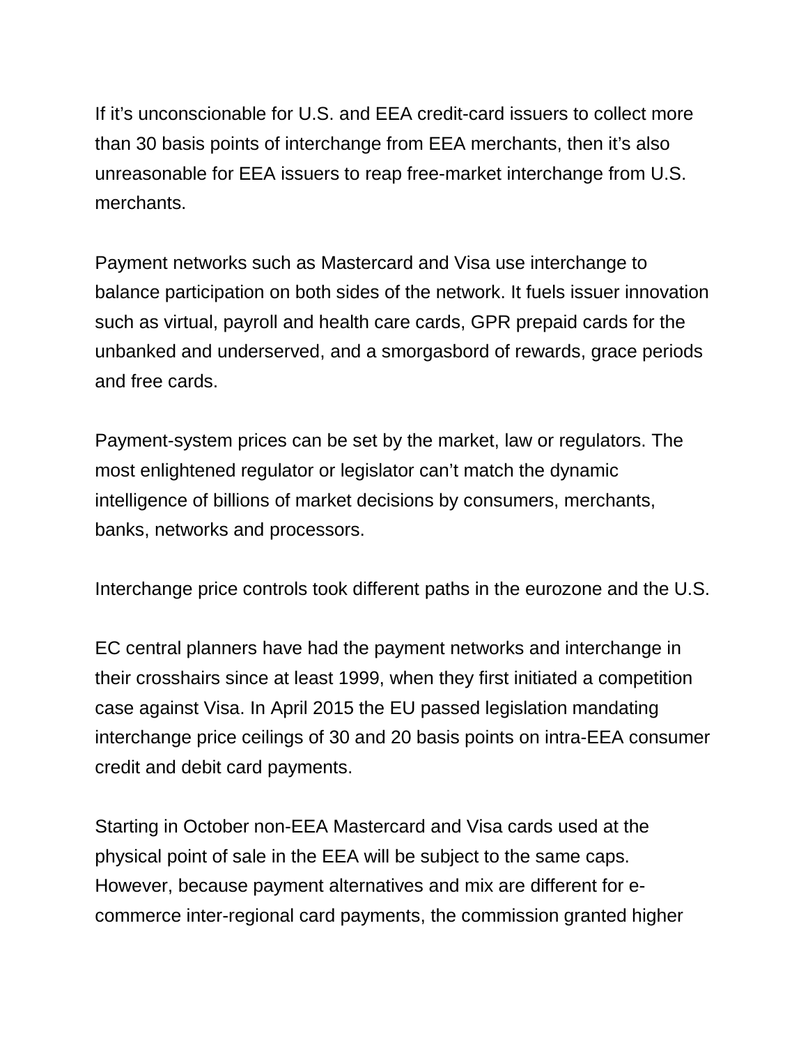If it’s unconscionable for U.S. and EEA credit-card issuers to collect more than 30 basis points of interchange from EEA merchants, then it’s also unreasonable for EEA issuers to reap free-market interchange from U.S. merchants.

Payment networks such as Mastercard and Visa use interchange to balance participation on both sides of the network. It fuels issuer innovation such as virtual, payroll and health care cards, GPR prepaid cards for the unbanked and underserved, and a smorgasbord of rewards, grace periods and free cards.

Payment-system prices can be set by the market, law or regulators. The most enlightened regulator or legislator can’t match the dynamic intelligence of billions of market decisions by consumers, merchants, banks, networks and processors.

Interchange price controls took different paths in the eurozone and the U.S.

EC central planners have had the payment networks and interchange in their crosshairs since at least 1999, when they first initiated a competition case against Visa. In April 2015 the EU passed legislation mandating interchange price ceilings of 30 and 20 basis points on intra-EEA consumer credit and debit card payments.

Starting in October non-EEA Mastercard and Visa cards used at the physical point of sale in the EEA will be subject to the same caps. However, because payment alternatives and mix are different for e-commerce inter-regional card payments, the commission granted higher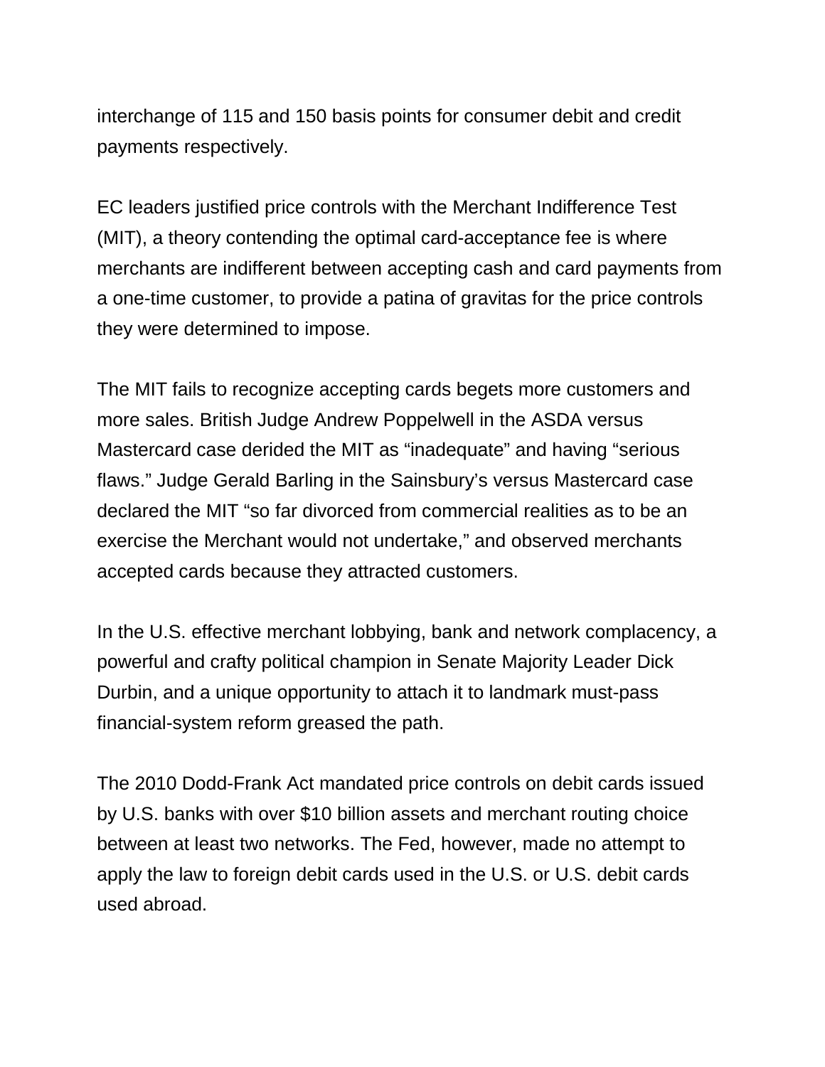interchange of 115 and 150 basis points for consumer debit and credit payments respectively.

EC leaders justified price controls with the Merchant Indifference Test (MIT), a theory contending the optimal card-acceptance fee is where merchants are indifferent between accepting cash and card payments from a one-time customer, to provide a patina of gravitas for the price controls they were determined to impose.

The MIT fails to recognize accepting cards begets more customers and more sales. British Judge Andrew Poppelwell in the ASDA versus Mastercard case derided the MIT as "inadequate" and having "serious flaws." Judge Gerald Barling in the Sainsbury's versus Mastercard case declared the MIT "so far divorced from commercial realities as to be an exercise the Merchant would not undertake," and observed merchants accepted cards because they attracted customers.

In the U.S. effective merchant lobbying, bank and network complacency, a powerful and crafty political champion in Senate Majority Leader Dick Durbin, and a unique opportunity to attach it to landmark must-pass financial-system reform greased the path.

The 2010 Dodd-Frank Act mandated price controls on debit cards issued by U.S. banks with over $10 billion assets and merchant routing choice between at least two networks. The Fed, however, made no attempt to apply the law to foreign debit cards used in the U.S. or U.S. debit cards used abroad.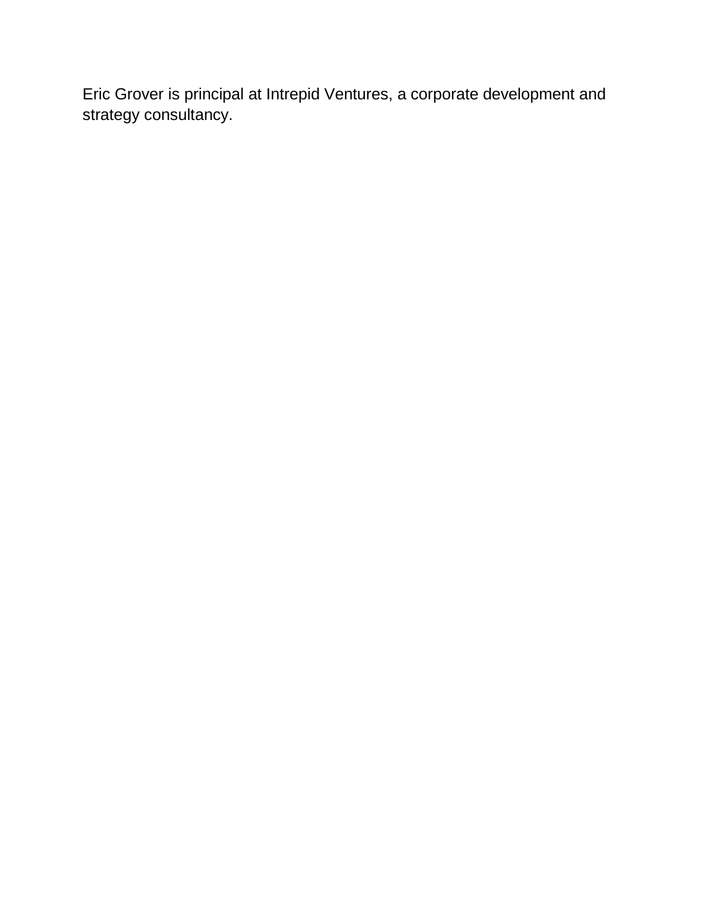Eric Grover is principal at Intrepid Ventures, a corporate development and strategy consultancy.